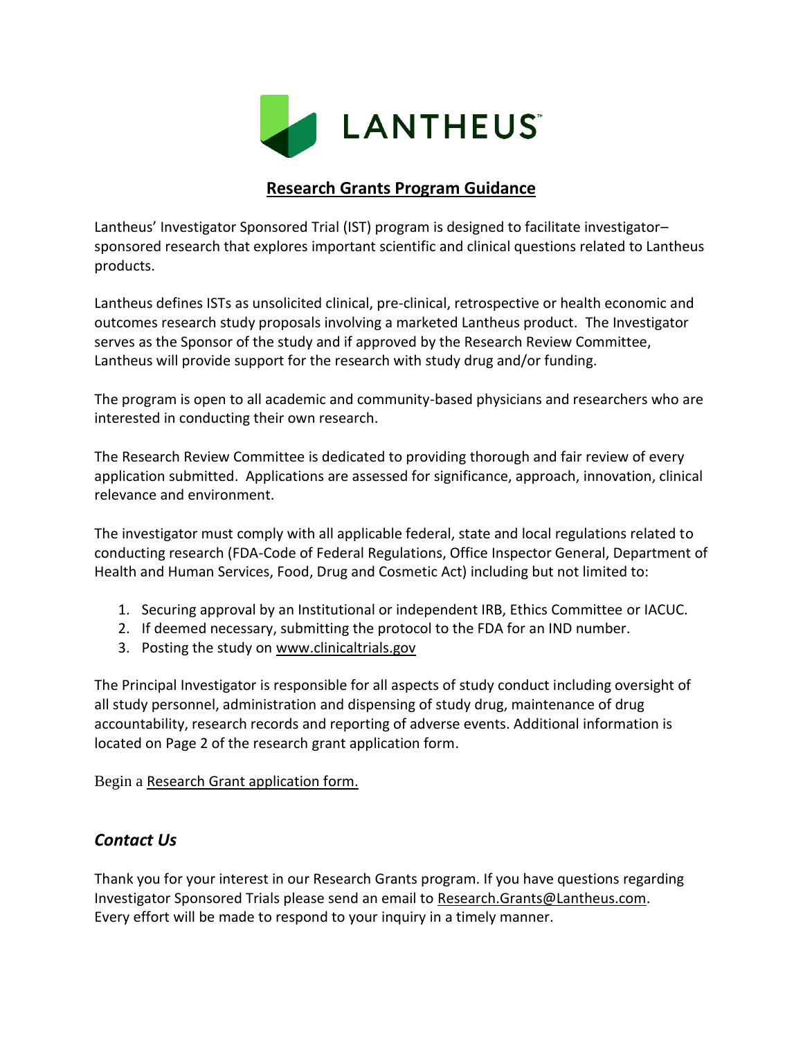LANTHEUS

## Research Grants Program Guidance

Lantheus' Investigator Sponsored Trial (IST) program is designed to facilitate investigator–sponsored research that explores important scientific and clinical questions related to Lantheus products.

Lantheus defines ISTs as unsolicited clinical, pre-clinical, retrospective or health economic and outcomes research study proposals involving a marketed Lantheus product. The Investigator serves as the Sponsor of the study and if approved by the Research Review Committee, Lantheus will provide support for the research with study drug and/or funding.

The program is open to all academic and community-based physicians and researchers who are interested in conducting their own research.

The Research Review Committee is dedicated to providing thorough and fair review of every application submitted. Applications are assessed for significance, approach, innovation, clinical relevance and environment.

The investigator must comply with all applicable federal, state and local regulations related to conducting research (FDA-Code of Federal Regulations, Office Inspector General, Department of Health and Human Services, Food, Drug and Cosmetic Act) including but not limited to:

1. Securing approval by an Institutional or independent IRB, Ethics Committee or IACUC.
2. If deemed necessary, submitting the protocol to the FDA for an IND number.
3. Posting the study on www.clinicaltrials.gov

The Principal Investigator is responsible for all aspects of study conduct including oversight of all study personnel, administration and dispensing of study drug, maintenance of drug accountability, research records and reporting of adverse events. Additional information is located on Page 2 of the research grant application form.

Begin a Research Grant application form.

## *Contact Us*

Thank you for your interest in our Research Grants program. If you have questions regarding Investigator Sponsored Trials please send an email to Research.Grants@Lantheus.com. Every effort will be made to respond to your inquiry in a timely manner.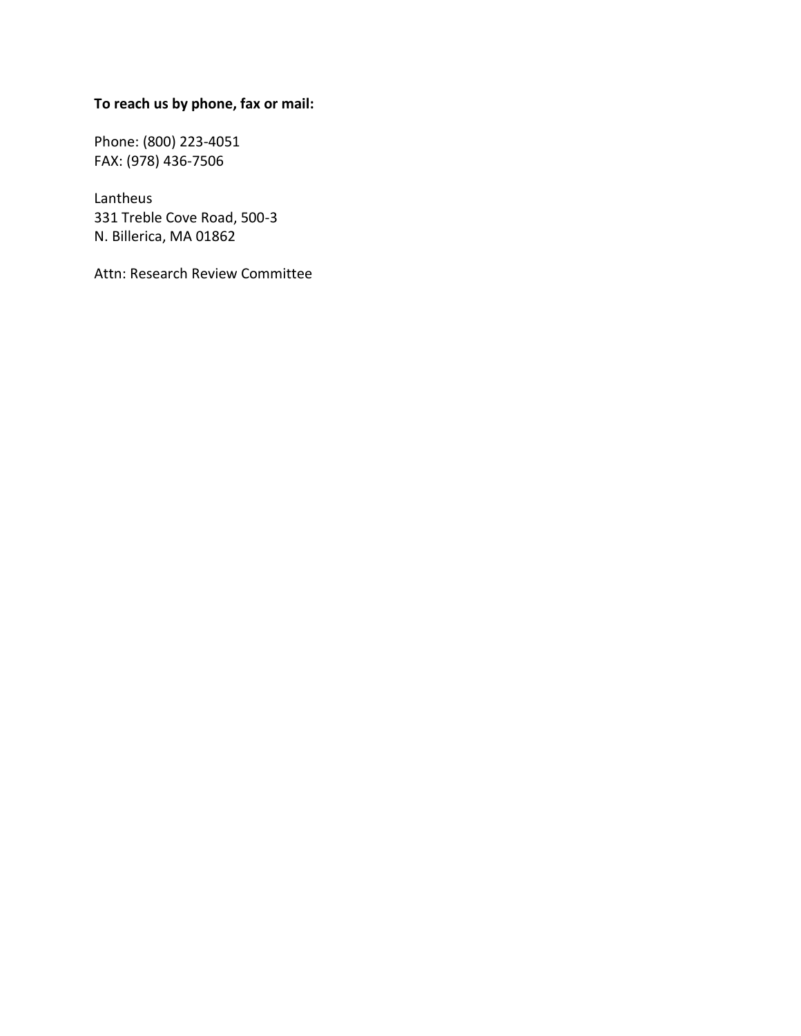**To reach us by phone, fax or mail:**

Phone: (800) 223-4051
FAX: (978) 436-7506

Lantheus
331 Treble Cove Road, 500-3
N. Billerica, MA 01862

Attn: Research Review Committee